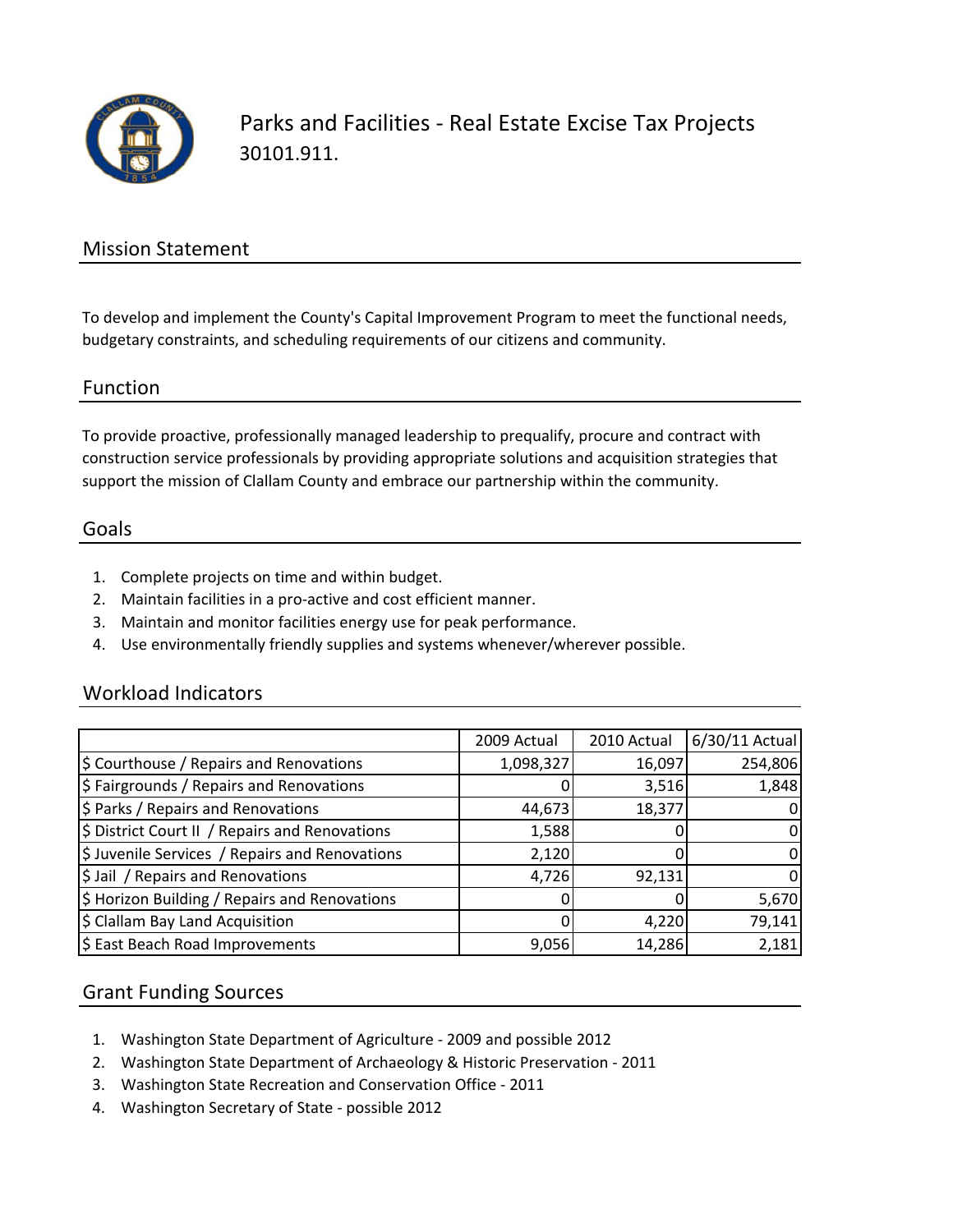# Parks and Facilities - Real Estate Excise Tax Projects

30101.911.

## Mission Statement

To develop and implement the County's Capital Improvement Program to meet the functional needs, budgetary constraints, and scheduling requirements of our citizens and community.

## Function

To provide proactive, professionally managed leadership to prequalify, procure and contract with construction service professionals by providing appropriate solutions and acquisition strategies that support the mission of Clallam County and embrace our partnership within the community.

## Goals

1. Complete projects on time and within budget.
2. Maintain facilities in a pro-active and cost efficient manner.
3. Maintain and monitor facilities energy use for peak performance.
4. Use environmentally friendly supplies and systems whenever/wherever possible.

## Workload Indicators

| | 2009 Actual | 2010 Actual | 6/30/11 Actual |
|---|---|---|---|
| $ Courthouse / Repairs and Renovations | 1,098,327 | 16,097 | 254,806 |
| $ Fairgrounds / Repairs and Renovations | 0 | 3,516 | 1,848 |
| $ Parks / Repairs and Renovations | 44,673 | 18,377 | 0 |
| $ District Court II / Repairs and Renovations | 1,588 | 0 | 0 |
| $ Juvenile Services / Repairs and Renovations | 2,120 | 0 | 0 |
| $ Jail / Repairs and Renovations | 4,726 | 92,131 | 0 |
| $ Horizon Building / Repairs and Renovations | 0 | 0 | 5,670 |
| $ Clallam Bay Land Acquisition | 0 | 4,220 | 79,141 |
| $ East Beach Road Improvements | 9,056 | 14,286 | 2,181 |

## Grant Funding Sources

1. Washington State Department of Agriculture - 2009 and possible 2012
2. Washington State Department of Archaeology & Historic Preservation - 2011
3. Washington State Recreation and Conservation Office - 2011
4. Washington Secretary of State - possible 2012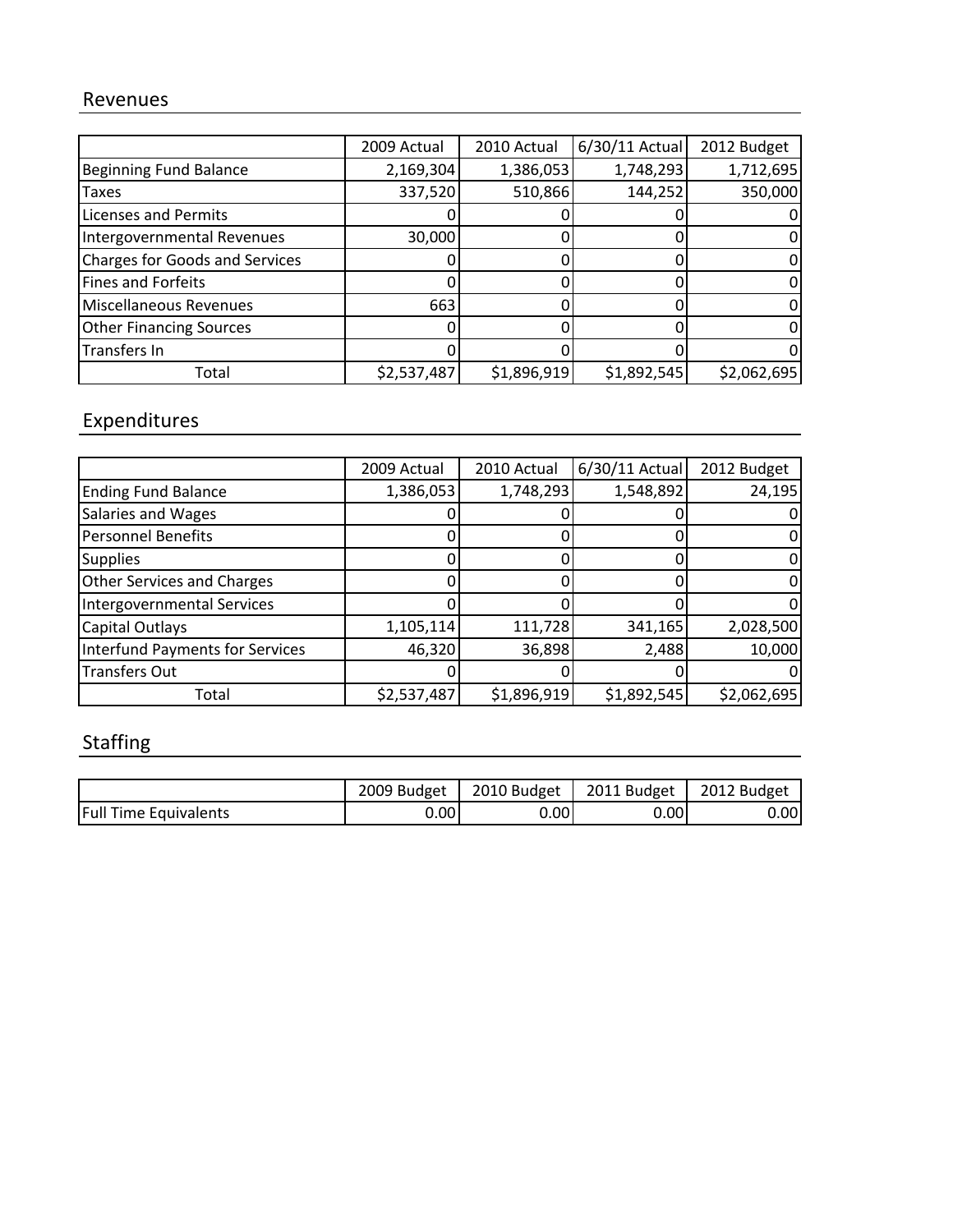## Revenues

| | 2009 Actual | 2010 Actual | 6/30/11 Actual | 2012 Budget |
|---|---|---|---|---|
| Beginning Fund Balance | 2,169,304 | 1,386,053 | 1,748,293 | 1,712,695 |
| Taxes | 337,520 | 510,866 | 144,252 | 350,000 |
| Licenses and Permits | 0 | 0 | 0 | 0 |
| Intergovernmental Revenues | 30,000 | 0 | 0 | 0 |
| Charges for Goods and Services | 0 | 0 | 0 | 0 |
| Fines and Forfeits | 0 | 0 | 0 | 0 |
| Miscellaneous Revenues | 663 | 0 | 0 | 0 |
| Other Financing Sources | 0 | 0 | 0 | 0 |
| Transfers In | 0 | 0 | 0 | 0 |
| Total | $2,537,487 | $1,896,919 | $1,892,545 | $2,062,695 |

## Expenditures

| | 2009 Actual | 2010 Actual | 6/30/11 Actual | 2012 Budget |
|---|---|---|---|---|
| Ending Fund Balance | 1,386,053 | 1,748,293 | 1,548,892 | 24,195 |
| Salaries and Wages | 0 | 0 | 0 | 0 |
| Personnel Benefits | 0 | 0 | 0 | 0 |
| Supplies | 0 | 0 | 0 | 0 |
| Other Services and Charges | 0 | 0 | 0 | 0 |
| Intergovernmental Services | 0 | 0 | 0 | 0 |
| Capital Outlays | 1,105,114 | 111,728 | 341,165 | 2,028,500 |
| Interfund Payments for Services | 46,320 | 36,898 | 2,488 | 10,000 |
| Transfers Out | 0 | 0 | 0 | 0 |
| Total | $2,537,487 | $1,896,919 | $1,892,545 | $2,062,695 |

## Staffing

| | 2009 Budget | 2010 Budget | 2011 Budget | 2012 Budget |
|---|---|---|---|---|
| Full Time Equivalents | 0.00 | 0.00 | 0.00 | 0.00 |